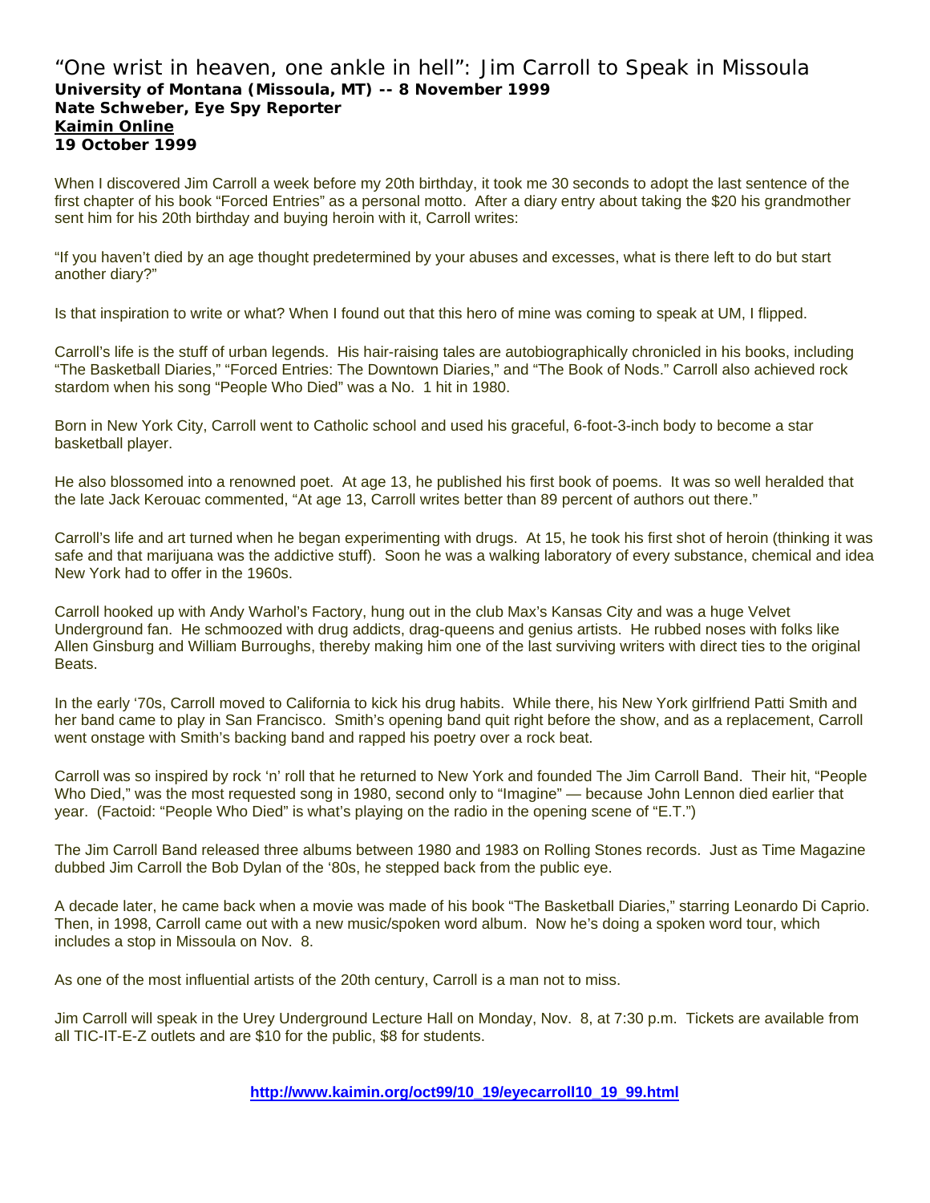# "One wrist in heaven, one ankle in hell": Jim Carroll to Speak in Missoula

**University of Montana (Missoula, MT) -- 8 November 1999**
**Nate Schweber, Eye Spy Reporter**
**Kaimin Online**
**19 October 1999**

When I discovered Jim Carroll a week before my 20th birthday, it took me 30 seconds to adopt the last sentence of the first chapter of his book "Forced Entries" as a personal motto. After a diary entry about taking the $20 his grandmother sent him for his 20th birthday and buying heroin with it, Carroll writes:

"If you haven't died by an age thought predetermined by your abuses and excesses, what is there left to do but start another diary?"

Is that inspiration to write or what? When I found out that this hero of mine was coming to speak at UM, I flipped.

Carroll's life is the stuff of urban legends. His hair-raising tales are autobiographically chronicled in his books, including "The Basketball Diaries," "Forced Entries: The Downtown Diaries," and "The Book of Nods." Carroll also achieved rock stardom when his song "People Who Died" was a No. 1 hit in 1980.

Born in New York City, Carroll went to Catholic school and used his graceful, 6-foot-3-inch body to become a star basketball player.

He also blossomed into a renowned poet. At age 13, he published his first book of poems. It was so well heralded that the late Jack Kerouac commented, "At age 13, Carroll writes better than 89 percent of authors out there."

Carroll's life and art turned when he began experimenting with drugs. At 15, he took his first shot of heroin (thinking it was safe and that marijuana was the addictive stuff). Soon he was a walking laboratory of every substance, chemical and idea New York had to offer in the 1960s.

Carroll hooked up with Andy Warhol's Factory, hung out in the club Max's Kansas City and was a huge Velvet Underground fan. He schmoozed with drug addicts, drag-queens and genius artists. He rubbed noses with folks like Allen Ginsburg and William Burroughs, thereby making him one of the last surviving writers with direct ties to the original Beats.

In the early '70s, Carroll moved to California to kick his drug habits. While there, his New York girlfriend Patti Smith and her band came to play in San Francisco. Smith's opening band quit right before the show, and as a replacement, Carroll went onstage with Smith's backing band and rapped his poetry over a rock beat.

Carroll was so inspired by rock 'n' roll that he returned to New York and founded The Jim Carroll Band. Their hit, "People Who Died," was the most requested song in 1980, second only to "Imagine" — because John Lennon died earlier that year. (Factoid: "People Who Died" is what's playing on the radio in the opening scene of "E.T.")

The Jim Carroll Band released three albums between 1980 and 1983 on Rolling Stones records. Just as Time Magazine dubbed Jim Carroll the Bob Dylan of the '80s, he stepped back from the public eye.

A decade later, he came back when a movie was made of his book "The Basketball Diaries," starring Leonardo Di Caprio. Then, in 1998, Carroll came out with a new music/spoken word album. Now he's doing a spoken word tour, which includes a stop in Missoula on Nov. 8.

As one of the most influential artists of the 20th century, Carroll is a man not to miss.

Jim Carroll will speak in the Urey Underground Lecture Hall on Monday, Nov. 8, at 7:30 p.m. Tickets are available from all TIC-IT-E-Z outlets and are $10 for the public, $8 for students.

**http://www.kaimin.org/oct99/10_19/eyecarroll10_19_99.html**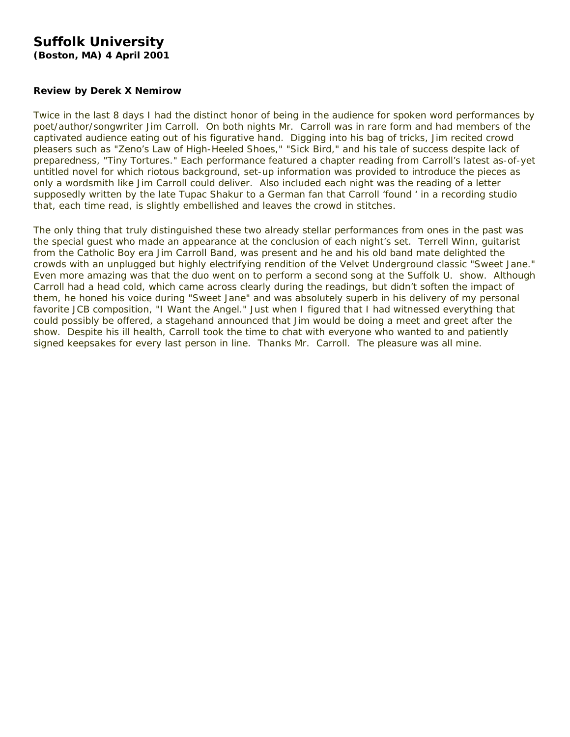# Suffolk University

**(Boston, MA) 4 April 2001**

**Review by Derek X Nemirow**

Twice in the last 8 days I had the distinct honor of being in the audience for spoken word performances by poet/author/songwriter Jim Carroll. On both nights Mr. Carroll was in rare form and had members of the captivated audience eating out of his figurative hand. Digging into his bag of tricks, Jim recited crowd pleasers such as "Zeno's Law of High-Heeled Shoes," "Sick Bird," and his tale of success despite lack of preparedness, "Tiny Tortures." Each performance featured a chapter reading from Carroll's latest as-of-yet untitled novel for which riotous background, set-up information was provided to introduce the pieces as only a wordsmith like Jim Carroll could deliver. Also included each night was the reading of a letter supposedly written by the late Tupac Shakur to a German fan that Carroll 'found ' in a recording studio that, each time read, is slightly embellished and leaves the crowd in stitches.

The only thing that truly distinguished these two already stellar performances from ones in the past was the special guest who made an appearance at the conclusion of each night's set. Terrell Winn, guitarist from the Catholic Boy era Jim Carroll Band, was present and he and his old band mate delighted the crowds with an unplugged but highly electrifying rendition of the Velvet Underground classic "Sweet Jane." Even more amazing was that the duo went on to perform a second song at the Suffolk U. show. Although Carroll had a head cold, which came across clearly during the readings, but didn't soften the impact of them, he honed his voice during "Sweet Jane" and was absolutely superb in his delivery of my personal favorite JCB composition, "I Want the Angel." Just when I figured that I had witnessed everything that could possibly be offered, a stagehand announced that Jim would be doing a meet and greet after the show. Despite his ill health, Carroll took the time to chat with everyone who wanted to and patiently signed keepsakes for every last person in line. Thanks Mr. Carroll. The pleasure was all mine.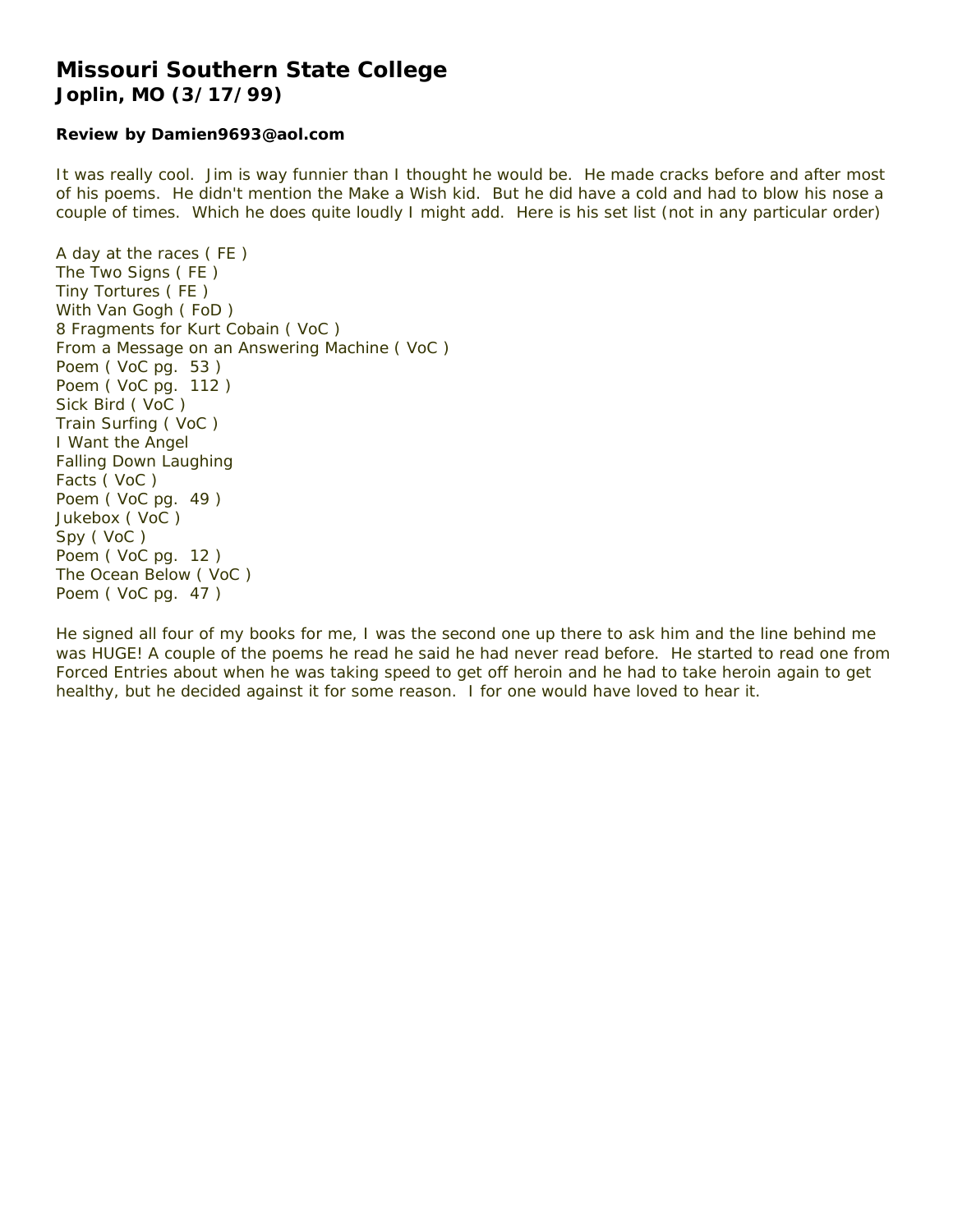# Missouri Southern State College
## Joplin, MO (3/17/99)

**Review by Damien9693@aol.com**

It was really cool. Jim is way funnier than I thought he would be. He made cracks before and after most of his poems. He didn't mention the Make a Wish kid. But he did have a cold and had to blow his nose a couple of times. Which he does quite loudly I might add. Here is his set list (not in any particular order)

A day at the races ( FE )
The Two Signs ( FE )
Tiny Tortures ( FE )
With Van Gogh ( FoD )
8 Fragments for Kurt Cobain ( VoC )
From a Message on an Answering Machine ( VoC )
Poem ( VoC pg. 53 )
Poem ( VoC pg. 112 )
Sick Bird ( VoC )
Train Surfing ( VoC )
I Want the Angel
Falling Down Laughing
Facts ( VoC )
Poem ( VoC pg. 49 )
Jukebox ( VoC )
Spy ( VoC )
Poem ( VoC pg. 12 )
The Ocean Below ( VoC )
Poem ( VoC pg. 47 )

He signed all four of my books for me, I was the second one up there to ask him and the line behind me was HUGE! A couple of the poems he read he said he had never read before. He started to read one from Forced Entries about when he was taking speed to get off heroin and he had to take heroin again to get healthy, but he decided against it for some reason. I for one would have loved to hear it.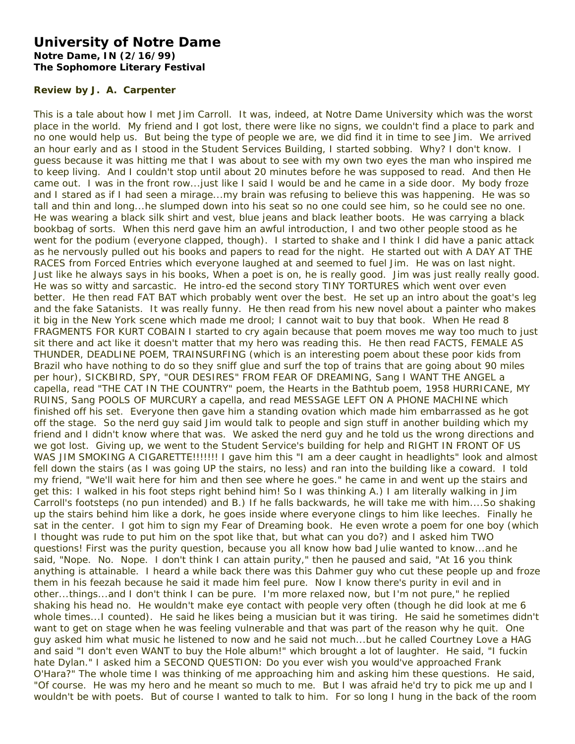# University of Notre Dame

**Notre Dame, IN (2/16/99)**
**The Sophomore Literary Festival**

### Review by J. A. Carpenter

This is a tale about how I met Jim Carroll. It was, indeed, at Notre Dame University which was the worst place in the world. My friend and I got lost, there were like no signs, we couldn't find a place to park and no one would help us. But being the type of people we are, we did find it in time to see Jim. We arrived an hour early and as I stood in the Student Services Building, I started sobbing. Why? I don't know. I guess because it was hitting me that I was about to see with my own two eyes the man who inspired me to keep living. And I couldn't stop until about 20 minutes before he was supposed to read. And then He came out. I was in the front row...just like I said I would be and he came in a side door. My body froze and I stared as if I had seen a mirage...my brain was refusing to believe this was happening. He was so tall and thin and long...he slumped down into his seat so no one could see him, so he could see no one. He was wearing a black silk shirt and vest, blue jeans and black leather boots. He was carrying a black bookbag of sorts. When this nerd gave him an awful introduction, I and two other people stood as he went for the podium (everyone clapped, though). I started to shake and I think I did have a panic attack as he nervously pulled out his books and papers to read for the night. He started out with A DAY AT THE RACES from Forced Entries which everyone laughed at and seemed to fuel Jim. He was on last night. Just like he always says in his books, When a poet is on, he is really good. Jim was just really really good. He was so witty and sarcastic. He intro-ed the second story TINY TORTURES which went over even better. He then read FAT BAT which probably went over the best. He set up an intro about the goat's leg and the fake Satanists. It was really funny. He then read from his new novel about a painter who makes it big in the New York scene which made me drool; I cannot wait to buy that book. When He read 8 FRAGMENTS FOR KURT COBAIN I started to cry again because that poem moves me way too much to just sit there and act like it doesn't matter that my hero was reading this. He then read FACTS, FEMALE AS THUNDER, DEADLINE POEM, TRAINSURFING (which is an interesting poem about these poor kids from Brazil who have nothing to do so they sniff glue and surf the top of trains that are going about 90 miles per hour), SICKBIRD, SPY, "OUR DESIRES" FROM FEAR OF DREAMING, Sang I WANT THE ANGEL a capella, read "THE CAT IN THE COUNTRY" poem, the Hearts in the Bathtub poem, 1958 HURRICANE, MY RUINS, Sang POOLS OF MURCURY a capella, and read MESSAGE LEFT ON A PHONE MACHINE which finished off his set. Everyone then gave him a standing ovation which made him embarrassed as he got off the stage. So the nerd guy said Jim would talk to people and sign stuff in another building which my friend and I didn't know where that was. We asked the nerd guy and he told us the wrong directions and we got lost. Giving up, we went to the Student Service's building for help and RIGHT IN FRONT OF US WAS JIM SMOKING A CIGARETTE!!!!!!! I gave him this "I am a deer caught in headlights" look and almost fell down the stairs (as I was going UP the stairs, no less) and ran into the building like a coward. I told my friend, "We'll wait here for him and then see where he goes." he came in and went up the stairs and get this: I walked in his foot steps right behind him! So I was thinking A.) I am literally walking in Jim Carroll's footsteps (no pun intended) and B.) If he falls backwards, he will take me with him....So shaking up the stairs behind him like a dork, he goes inside where everyone clings to him like leeches. Finally he sat in the center. I got him to sign my Fear of Dreaming book. He even wrote a poem for one boy (which I thought was rude to put him on the spot like that, but what can you do?) and I asked him TWO questions! First was the purity question, because you all know how bad Julie wanted to know...and he said, "Nope. No. Nope. I don't think I can attain purity," then he paused and said, "At 16 you think anything is attainable. I heard a while back there was this Dahmer guy who cut these people up and froze them in his feezah because he said it made him feel pure. Now I know there's purity in evil and in other...things...and I don't think I can be pure. I'm more relaxed now, but I'm not pure," he replied shaking his head no. He wouldn't make eye contact with people very often (though he did look at me 6 whole times...I counted). He said he likes being a musician but it was tiring. He said he sometimes didn't want to get on stage when he was feeling vulnerable and that was part of the reason why he quit. One guy asked him what music he listened to now and he said not much...but he called Courtney Love a HAG and said "I don't even WANT to buy the Hole album!" which brought a lot of laughter. He said, "I fuckin hate Dylan." I asked him a SECOND QUESTION: Do you ever wish you would've approached Frank O'Hara?" The whole time I was thinking of me approaching him and asking him these questions. He said, "Of course. He was my hero and he meant so much to me. But I was afraid he'd try to pick me up and I wouldn't be with poets. But of course I wanted to talk to him. For so long I hung in the back of the room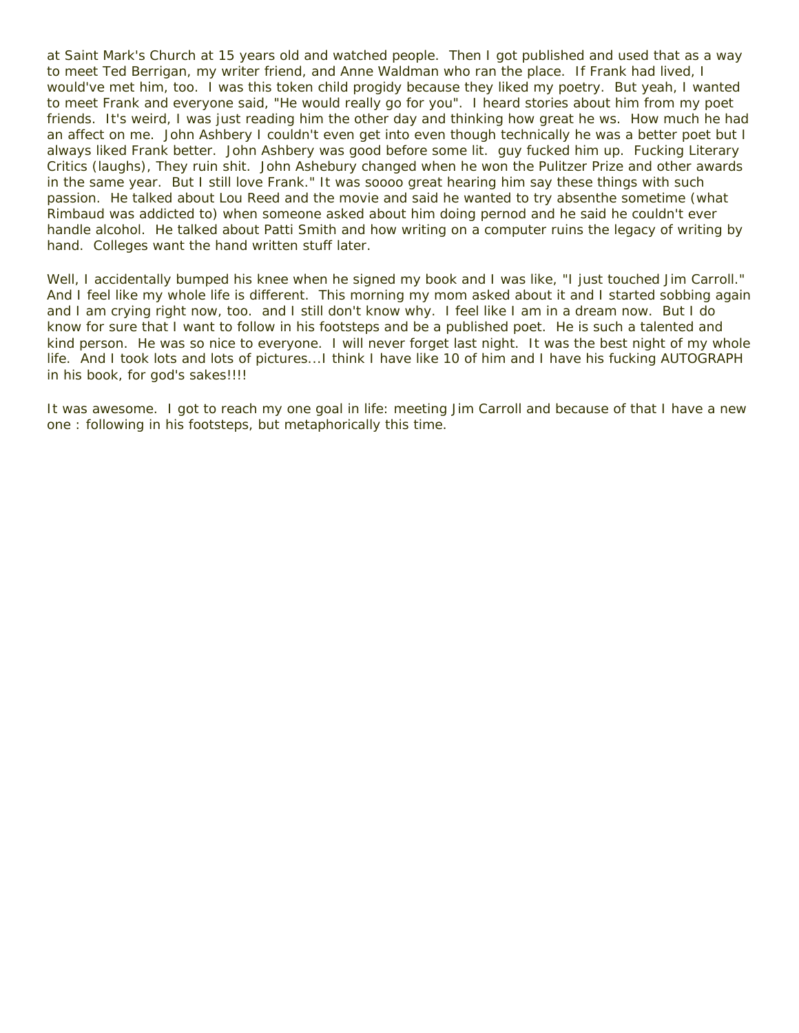at Saint Mark's Church at 15 years old and watched people. Then I got published and used that as a way to meet Ted Berrigan, my writer friend, and Anne Waldman who ran the place. If Frank had lived, I would've met him, too. I was this token child progidy because they liked my poetry. But yeah, I wanted to meet Frank and everyone said, "He would really go for you". I heard stories about him from my poet friends. It's weird, I was just reading him the other day and thinking how great he ws. How much he had an affect on me. John Ashbery I couldn't even get into even though technically he was a better poet but I always liked Frank better. John Ashbery was good before some lit. guy fucked him up. Fucking Literary Critics (laughs), They ruin shit. John Ashebury changed when he won the Pulitzer Prize and other awards in the same year. But I still love Frank." It was soooo great hearing him say these things with such passion. He talked about Lou Reed and the movie and said he wanted to try absenthe sometime (what Rimbaud was addicted to) when someone asked about him doing pernod and he said he couldn't ever handle alcohol. He talked about Patti Smith and how writing on a computer ruins the legacy of writing by hand. Colleges want the hand written stuff later.

Well, I accidentally bumped his knee when he signed my book and I was like, "I just touched Jim Carroll." And I feel like my whole life is different. This morning my mom asked about it and I started sobbing again and I am crying right now, too. and I still don't know why. I feel like I am in a dream now. But I do know for sure that I want to follow in his footsteps and be a published poet. He is such a talented and kind person. He was so nice to everyone. I will never forget last night. It was the best night of my whole life. And I took lots and lots of pictures...I think I have like 10 of him and I have his fucking AUTOGRAPH in his book, for god's sakes!!!!

It was awesome. I got to reach my one goal in life: meeting Jim Carroll and because of that I have a new one : following in his footsteps, but metaphorically this time.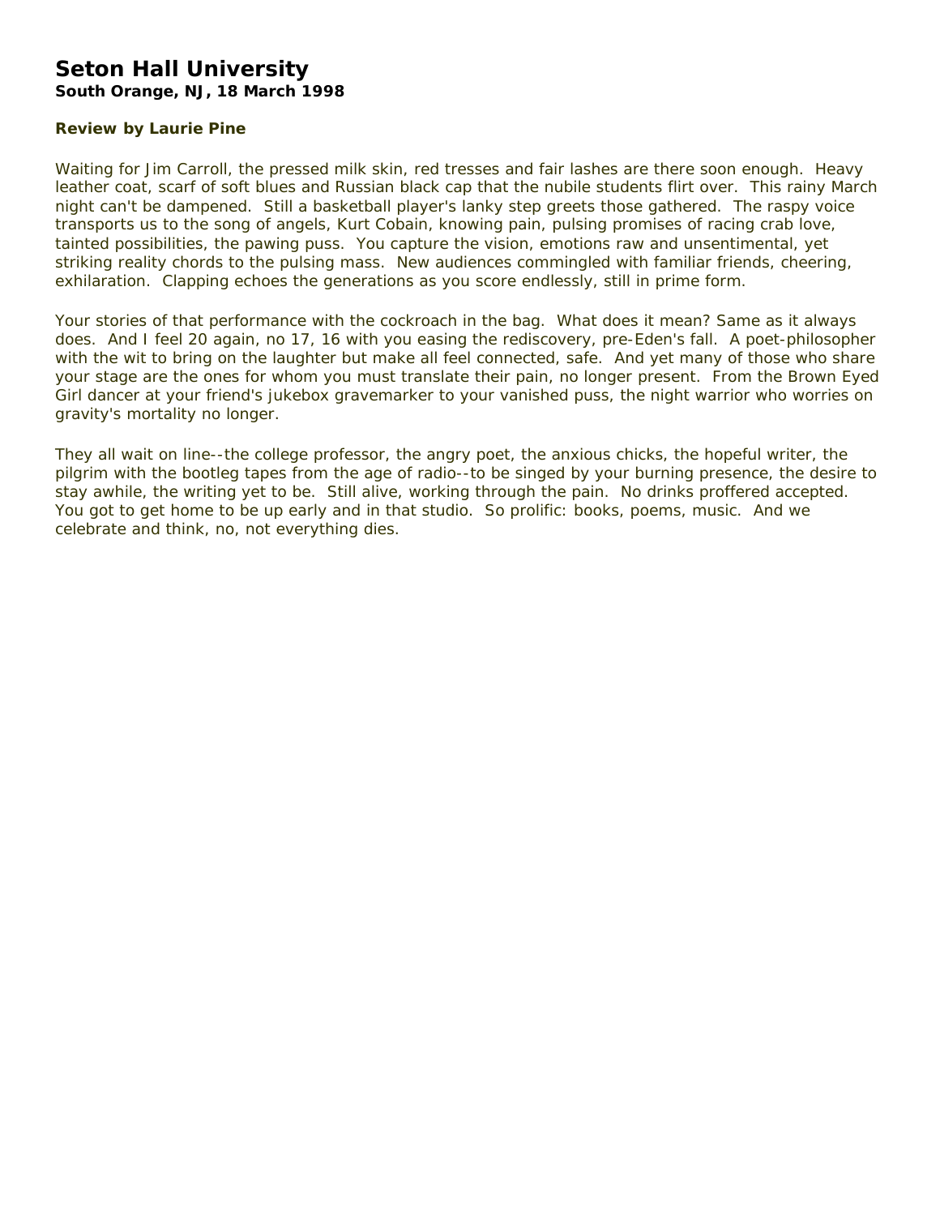# Seton Hall University

**South Orange, NJ, 18 March 1998**

**Review by Laurie Pine**

Waiting for Jim Carroll, the pressed milk skin, red tresses and fair lashes are there soon enough. Heavy leather coat, scarf of soft blues and Russian black cap that the nubile students flirt over. This rainy March night can't be dampened. Still a basketball player's lanky step greets those gathered. The raspy voice transports us to the song of angels, Kurt Cobain, knowing pain, pulsing promises of racing crab love, tainted possibilities, the pawing puss. You capture the vision, emotions raw and unsentimental, yet striking reality chords to the pulsing mass. New audiences commingled with familiar friends, cheering, exhilaration. Clapping echoes the generations as you score endlessly, still in prime form.

Your stories of that performance with the cockroach in the bag. What does it mean? Same as it always does. And I feel 20 again, no 17, 16 with you easing the rediscovery, pre-Eden's fall. A poet-philosopher with the wit to bring on the laughter but make all feel connected, safe. And yet many of those who share your stage are the ones for whom you must translate their pain, no longer present. From the Brown Eyed Girl dancer at your friend's jukebox gravemarker to your vanished puss, the night warrior who worries on gravity's mortality no longer.

They all wait on line--the college professor, the angry poet, the anxious chicks, the hopeful writer, the pilgrim with the bootleg tapes from the age of radio--to be singed by your burning presence, the desire to stay awhile, the writing yet to be. Still alive, working through the pain. No drinks proffered accepted. You got to get home to be up early and in that studio. So prolific: books, poems, music. And we celebrate and think, no, not everything dies.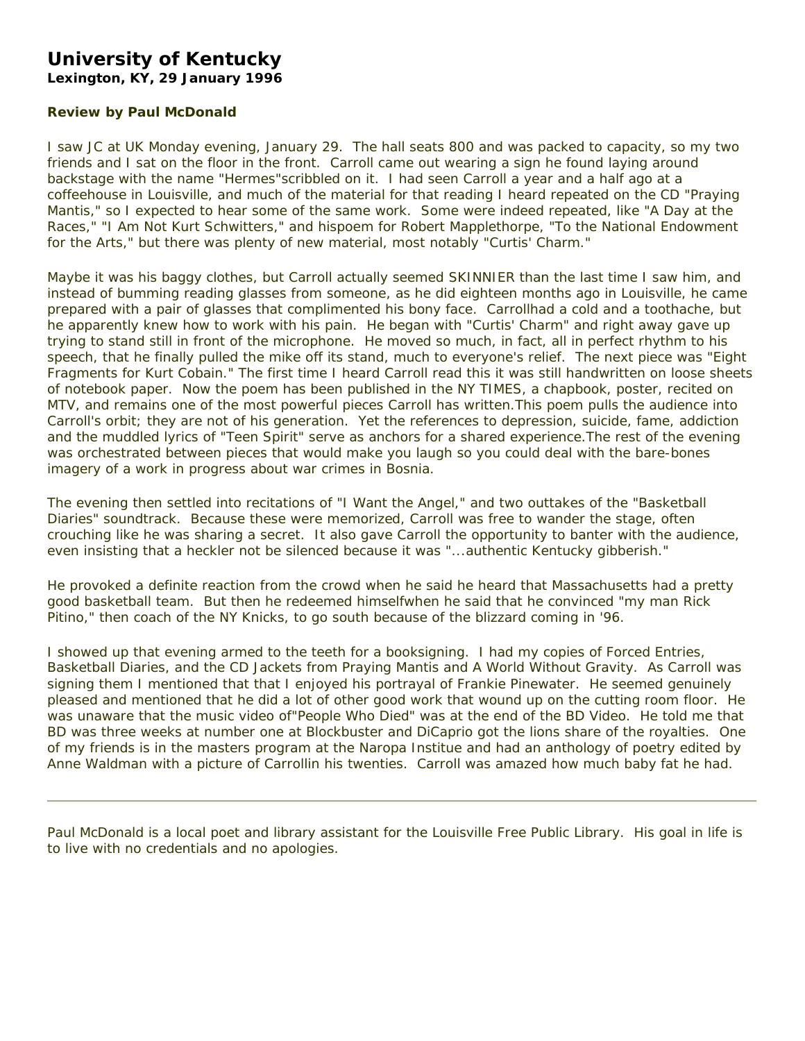# University of Kentucky

**Lexington, KY, 29 January 1996**

**Review by Paul McDonald**

I saw JC at UK Monday evening, January 29. The hall seats 800 and was packed to capacity, so my two friends and I sat on the floor in the front. Carroll came out wearing a sign he found laying around backstage with the name "Hermes"scribbled on it. I had seen Carroll a year and a half ago at a coffeehouse in Louisville, and much of the material for that reading I heard repeated on the CD "Praying Mantis," so I expected to hear some of the same work. Some were indeed repeated, like "A Day at the Races," "I Am Not Kurt Schwitters," and hispoem for Robert Mapplethorpe, "To the National Endowment for the Arts," but there was plenty of new material, most notably "Curtis' Charm."

Maybe it was his baggy clothes, but Carroll actually seemed SKINNIER than the last time I saw him, and instead of bumming reading glasses from someone, as he did eighteen months ago in Louisville, he came prepared with a pair of glasses that complimented his bony face. Carrollhad a cold and a toothache, but he apparently knew how to work with his pain. He began with "Curtis' Charm" and right away gave up trying to stand still in front of the microphone. He moved so much, in fact, all in perfect rhythm to his speech, that he finally pulled the mike off its stand, much to everyone's relief. The next piece was "Eight Fragments for Kurt Cobain." The first time I heard Carroll read this it was still handwritten on loose sheets of notebook paper. Now the poem has been published in the NY TIMES, a chapbook, poster, recited on MTV, and remains one of the most powerful pieces Carroll has written.This poem pulls the audience into Carroll's orbit; they are not of his generation. Yet the references to depression, suicide, fame, addiction and the muddled lyrics of "Teen Spirit" serve as anchors for a shared experience.The rest of the evening was orchestrated between pieces that would make you laugh so you could deal with the bare-bones imagery of a work in progress about war crimes in Bosnia.

The evening then settled into recitations of "I Want the Angel," and two outtakes of the "Basketball Diaries" soundtrack. Because these were memorized, Carroll was free to wander the stage, often crouching like he was sharing a secret. It also gave Carroll the opportunity to banter with the audience, even insisting that a heckler not be silenced because it was "...authentic Kentucky gibberish."

He provoked a definite reaction from the crowd when he said he heard that Massachusetts had a pretty good basketball team. But then he redeemed himselfwhen he said that he convinced "my man Rick Pitino," then coach of the NY Knicks, to go south because of the blizzard coming in '96.

I showed up that evening armed to the teeth for a booksigning. I had my copies of Forced Entries, Basketball Diaries, and the CD Jackets from Praying Mantis and A World Without Gravity. As Carroll was signing them I mentioned that that I enjoyed his portrayal of Frankie Pinewater. He seemed genuinely pleased and mentioned that he did a lot of other good work that wound up on the cutting room floor. He was unaware that the music video of"People Who Died" was at the end of the BD Video. He told me that BD was three weeks at number one at Blockbuster and DiCaprio got the lions share of the royalties. One of my friends is in the masters program at the Naropa Institue and had an anthology of poetry edited by Anne Waldman with a picture of Carrollin his twenties. Carroll was amazed how much baby fat he had.

---

Paul McDonald is a local poet and library assistant for the Louisville Free Public Library. His goal in life is to live with no credentials and no apologies.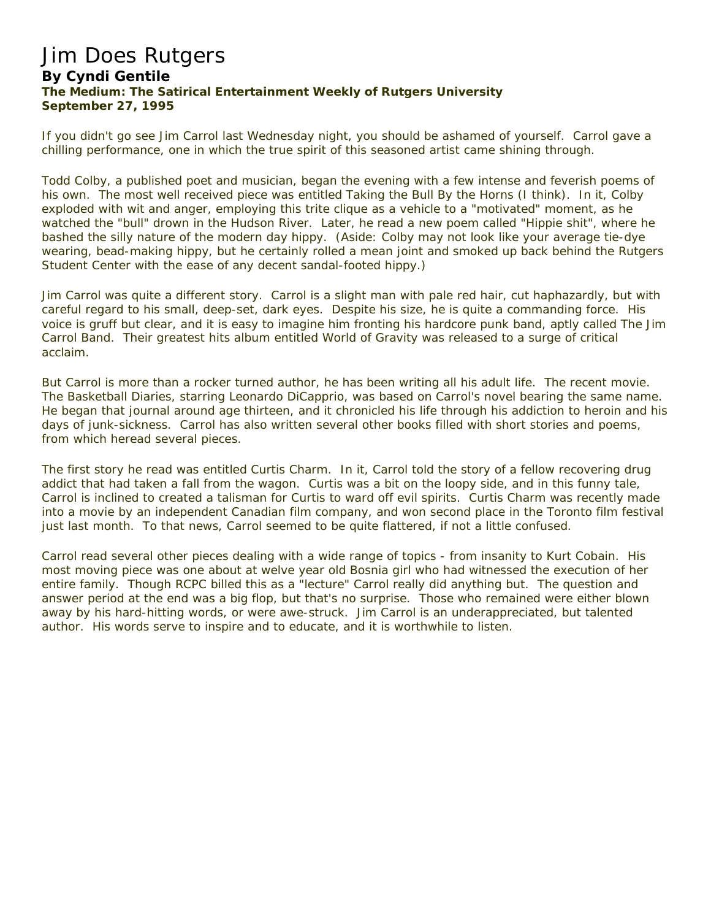# Jim Does Rutgers

**By Cyndi Gentile**

**The Medium: The Satirical Entertainment Weekly of Rutgers University**

**September 27, 1995**

If you didn't go see Jim Carrol last Wednesday night, you should be ashamed of yourself. Carrol gave a chilling performance, one in which the true spirit of this seasoned artist came shining through.

Todd Colby, a published poet and musician, began the evening with a few intense and feverish poems of his own. The most well received piece was entitled Taking the Bull By the Horns (I think). In it, Colby exploded with wit and anger, employing this trite clique as a vehicle to a "motivated" moment, as he watched the "bull" drown in the Hudson River. Later, he read a new poem called "Hippie shit", where he bashed the silly nature of the modern day hippy. (Aside: Colby may not look like your average tie-dye wearing, bead-making hippy, but he certainly rolled a mean joint and smoked up back behind the Rutgers Student Center with the ease of any decent sandal-footed hippy.)

Jim Carrol was quite a different story. Carrol is a slight man with pale red hair, cut haphazardly, but with careful regard to his small, deep-set, dark eyes. Despite his size, he is quite a commanding force. His voice is gruff but clear, and it is easy to imagine him fronting his hardcore punk band, aptly called The Jim Carrol Band. Their greatest hits album entitled World of Gravity was released to a surge of critical acclaim.

But Carrol is more than a rocker turned author, he has been writing all his adult life. The recent movie. The Basketball Diaries, starring Leonardo DiCapprio, was based on Carrol's novel bearing the same name. He began that journal around age thirteen, and it chronicled his life through his addiction to heroin and his days of junk-sickness. Carrol has also written several other books filled with short stories and poems, from which heread several pieces.

The first story he read was entitled Curtis Charm. In it, Carrol told the story of a fellow recovering drug addict that had taken a fall from the wagon. Curtis was a bit on the loopy side, and in this funny tale, Carrol is inclined to created a talisman for Curtis to ward off evil spirits. Curtis Charm was recently made into a movie by an independent Canadian film company, and won second place in the Toronto film festival just last month. To that news, Carrol seemed to be quite flattered, if not a little confused.

Carrol read several other pieces dealing with a wide range of topics - from insanity to Kurt Cobain. His most moving piece was one about at welve year old Bosnia girl who had witnessed the execution of her entire family. Though RCPC billed this as a "lecture" Carrol really did anything but. The question and answer period at the end was a big flop, but that's no surprise. Those who remained were either blown away by his hard-hitting words, or were awe-struck. Jim Carrol is an underappreciated, but talented author. His words serve to inspire and to educate, and it is worthwhile to listen.